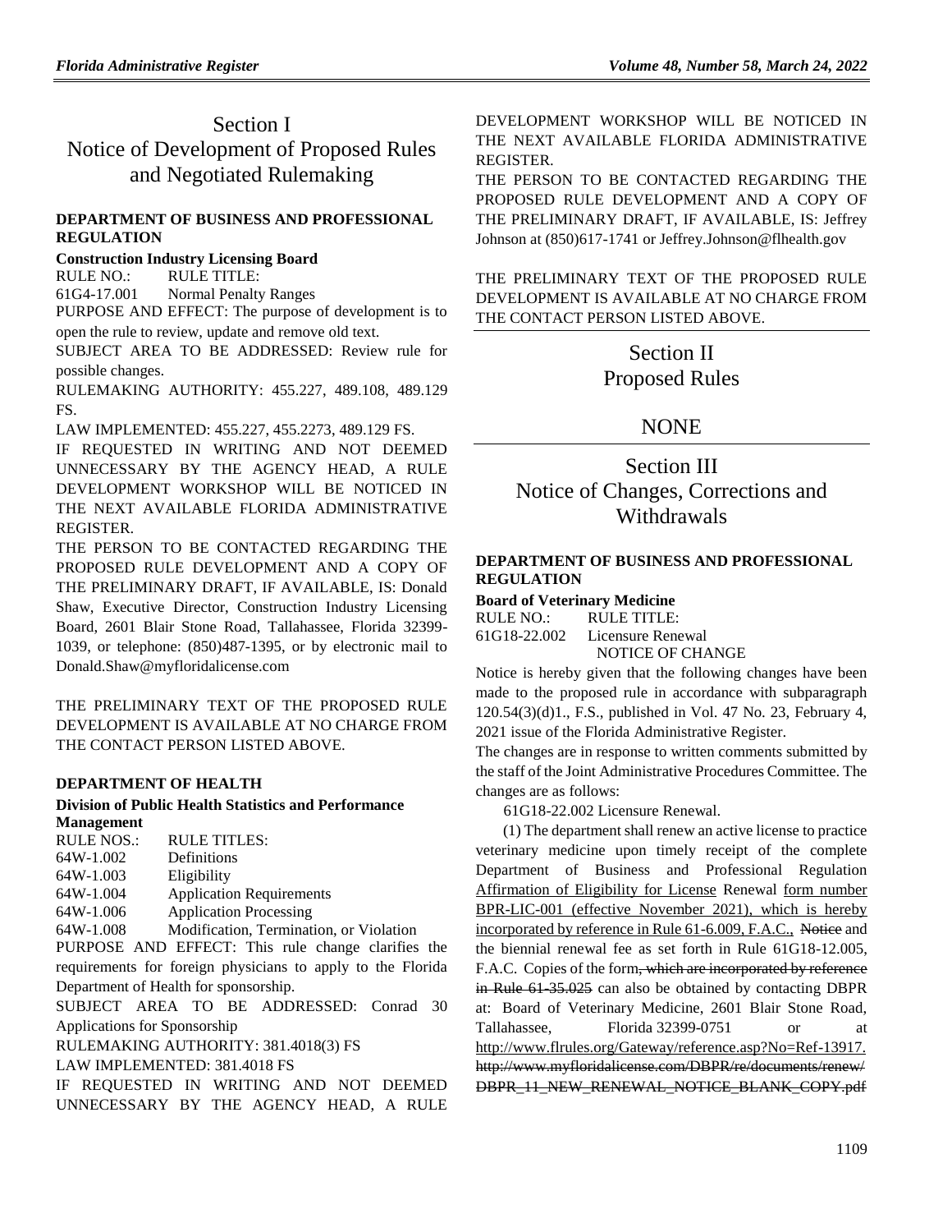# Section I
# Notice of Development of Proposed Rules and Negotiated Rulemaking

**DEPARTMENT OF BUSINESS AND PROFESSIONAL REGULATION**

**Construction Industry Licensing Board**

RULE NO.: RULE TITLE:

61G4-17.001 Normal Penalty Ranges

PURPOSE AND EFFECT: The purpose of development is to open the rule to review, update and remove old text.

SUBJECT AREA TO BE ADDRESSED: Review rule for possible changes.

RULEMAKING AUTHORITY: 455.227, 489.108, 489.129 FS.

LAW IMPLEMENTED: 455.227, 455.2273, 489.129 FS.

IF REQUESTED IN WRITING AND NOT DEEMED UNNECESSARY BY THE AGENCY HEAD, A RULE DEVELOPMENT WORKSHOP WILL BE NOTICED IN THE NEXT AVAILABLE FLORIDA ADMINISTRATIVE REGISTER.

THE PERSON TO BE CONTACTED REGARDING THE PROPOSED RULE DEVELOPMENT AND A COPY OF THE PRELIMINARY DRAFT, IF AVAILABLE, IS: Donald Shaw, Executive Director, Construction Industry Licensing Board, 2601 Blair Stone Road, Tallahassee, Florida 32399-1039, or telephone: (850)487-1395, or by electronic mail to Donald.Shaw@myfloridalicense.com

THE PRELIMINARY TEXT OF THE PROPOSED RULE DEVELOPMENT IS AVAILABLE AT NO CHARGE FROM THE CONTACT PERSON LISTED ABOVE.

**DEPARTMENT OF HEALTH**

**Division of Public Health Statistics and Performance Management**

RULE NOS.: RULE TITLES:

64W-1.002 Definitions

64W-1.003 Eligibility

64W-1.004 Application Requirements

64W-1.006 Application Processing

64W-1.008 Modification, Termination, or Violation

PURPOSE AND EFFECT: This rule change clarifies the requirements for foreign physicians to apply to the Florida Department of Health for sponsorship.

SUBJECT AREA TO BE ADDRESSED: Conrad 30 Applications for Sponsorship

RULEMAKING AUTHORITY: 381.4018(3) FS

LAW IMPLEMENTED: 381.4018 FS

IF REQUESTED IN WRITING AND NOT DEEMED UNNECESSARY BY THE AGENCY HEAD, A RULE DEVELOPMENT WORKSHOP WILL BE NOTICED IN THE NEXT AVAILABLE FLORIDA ADMINISTRATIVE REGISTER.

THE PERSON TO BE CONTACTED REGARDING THE PROPOSED RULE DEVELOPMENT AND A COPY OF THE PRELIMINARY DRAFT, IF AVAILABLE, IS: Jeffrey Johnson at (850)617-1741 or Jeffrey.Johnson@flhealth.gov

THE PRELIMINARY TEXT OF THE PROPOSED RULE DEVELOPMENT IS AVAILABLE AT NO CHARGE FROM THE CONTACT PERSON LISTED ABOVE.

# Section II
# Proposed Rules

## NONE

# Section III
# Notice of Changes, Corrections and Withdrawals

**DEPARTMENT OF BUSINESS AND PROFESSIONAL REGULATION**

**Board of Veterinary Medicine**

RULE NO.: RULE TITLE:

61G18-22.002 Licensure Renewal

NOTICE OF CHANGE

Notice is hereby given that the following changes have been made to the proposed rule in accordance with subparagraph 120.54(3)(d)1., F.S., published in Vol. 47 No. 23, February 4, 2021 issue of the Florida Administrative Register.

The changes are in response to written comments submitted by the staff of the Joint Administrative Procedures Committee. The changes are as follows:

61G18-22.002 Licensure Renewal.

(1) The department shall renew an active license to practice veterinary medicine upon timely receipt of the complete Department of Business and Professional Regulation Affirmation of Eligibility for License Renewal form number BPR-LIC-001 (effective November 2021), which is hereby incorporated by reference in Rule 61-6.009, F.A.C., ~~Notice~~ and the biennial renewal fee as set forth in Rule 61G18-12.005, F.A.C. Copies of the form~~, which are incorporated by reference in Rule 61-35.025~~ can also be obtained by contacting DBPR at: Board of Veterinary Medicine, 2601 Blair Stone Road, Tallahassee, Florida 32399-0751 or at http://www.flrules.org/Gateway/reference.asp?No=Ref-13917. ~~http://www.myfloridalicense.com/DBPR/re/documents/renew/DBPR_11_NEW_RENEWAL_NOTICE_BLANK_COPY.pdf~~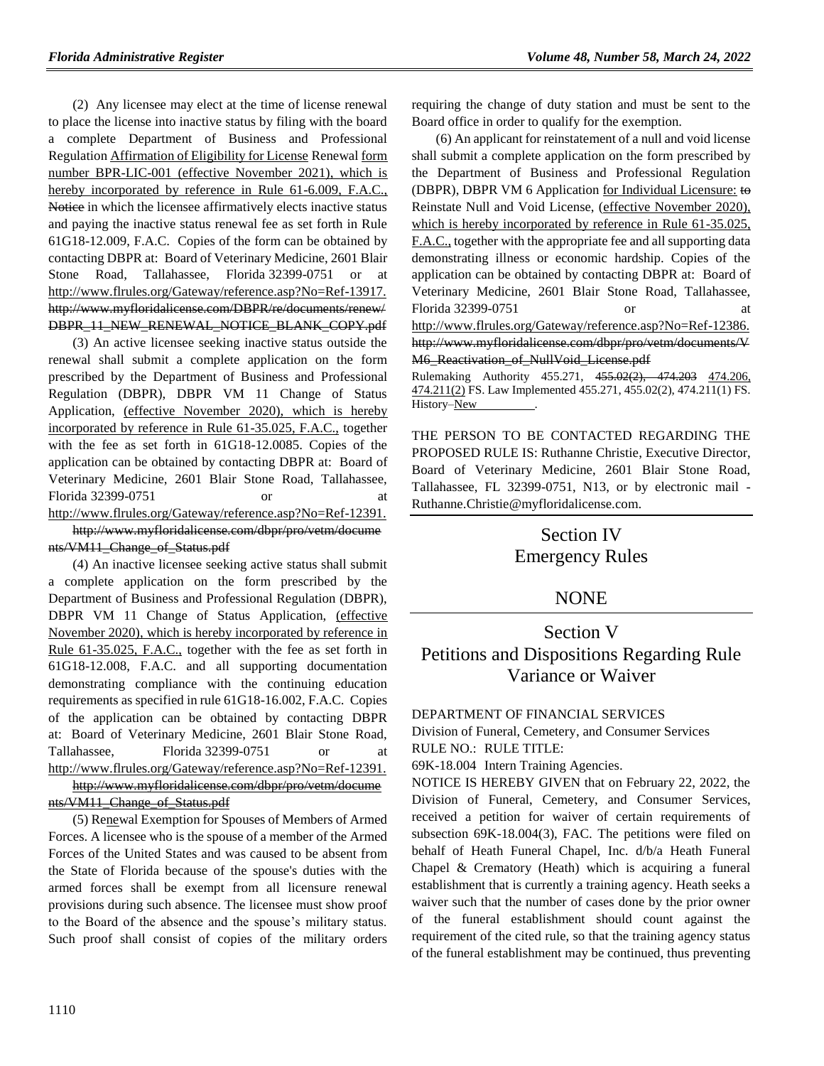(2) Any licensee may elect at the time of license renewal to place the license into inactive status by filing with the board a complete Department of Business and Professional Regulation Affirmation of Eligibility for License Renewal form number BPR-LIC-001 (effective November 2021), which is hereby incorporated by reference in Rule 61-6.009, F.A.C., Notice in which the licensee affirmatively elects inactive status and paying the inactive status renewal fee as set forth in Rule 61G18-12.009, F.A.C. Copies of the form can be obtained by contacting DBPR at: Board of Veterinary Medicine, 2601 Blair Stone Road, Tallahassee, Florida 32399-0751 or at http://www.flrules.org/Gateway/reference.asp?No=Ref-13917. http://www.myfloridalicense.com/DBPR/re/documents/renew/DBPR_11_NEW_RENEWAL_NOTICE_BLANK_COPY.pdf

(3) An active licensee seeking inactive status outside the renewal shall submit a complete application on the form prescribed by the Department of Business and Professional Regulation (DBPR), DBPR VM 11 Change of Status Application, (effective November 2020), which is hereby incorporated by reference in Rule 61-35.025, F.A.C., together with the fee as set forth in 61G18-12.0085. Copies of the application can be obtained by contacting DBPR at: Board of Veterinary Medicine, 2601 Blair Stone Road, Tallahassee, Florida 32399-0751 or at http://www.flrules.org/Gateway/reference.asp?No=Ref-12391. http://www.myfloridalicense.com/dbpr/pro/vetm/documents/VM11_Change_of_Status.pdf

(4) An inactive licensee seeking active status shall submit a complete application on the form prescribed by the Department of Business and Professional Regulation (DBPR), DBPR VM 11 Change of Status Application, (effective November 2020), which is hereby incorporated by reference in Rule 61-35.025, F.A.C., together with the fee as set forth in 61G18-12.008, F.A.C. and all supporting documentation demonstrating compliance with the continuing education requirements as specified in rule 61G18-16.002, F.A.C. Copies of the application can be obtained by contacting DBPR at: Board of Veterinary Medicine, 2601 Blair Stone Road, Tallahassee, Florida 32399-0751 or at http://www.flrules.org/Gateway/reference.asp?No=Ref-12391. http://www.myfloridalicense.com/dbpr/pro/vetm/documents/VM11_Change_of_Status.pdf

(5) Renewal Exemption for Spouses of Members of Armed Forces. A licensee who is the spouse of a member of the Armed Forces of the United States and was caused to be absent from the State of Florida because of the spouse's duties with the armed forces shall be exempt from all licensure renewal provisions during such absence. The licensee must show proof to the Board of the absence and the spouse's military status. Such proof shall consist of copies of the military orders requiring the change of duty station and must be sent to the Board office in order to qualify for the exemption.

(6) An applicant for reinstatement of a null and void license shall submit a complete application on the form prescribed by the Department of Business and Professional Regulation (DBPR), DBPR VM 6 Application for Individual Licensure: to Reinstate Null and Void License, (effective November 2020), which is hereby incorporated by reference in Rule 61-35.025, F.A.C., together with the appropriate fee and all supporting data demonstrating illness or economic hardship. Copies of the application can be obtained by contacting DBPR at: Board of Veterinary Medicine, 2601 Blair Stone Road, Tallahassee, Florida 32399-0751 or at http://www.flrules.org/Gateway/reference.asp?No=Ref-12386. http://www.myfloridalicense.com/dbpr/pro/vetm/documents/VM6_Reactivation_of_NullVoid_License.pdf

Rulemaking Authority 455.271, 455.02(2), 474.203 474.206, 474.211(2) FS. Law Implemented 455.271, 455.02(2), 474.211(1) FS. History–New ________.

THE PERSON TO BE CONTACTED REGARDING THE PROPOSED RULE IS: Ruthanne Christie, Executive Director, Board of Veterinary Medicine, 2601 Blair Stone Road, Tallahassee, FL 32399-0751, N13, or by electronic mail - Ruthanne.Christie@myfloridalicense.com.

## Section IV Emergency Rules

## NONE

## Section V Petitions and Dispositions Regarding Rule Variance or Waiver

DEPARTMENT OF FINANCIAL SERVICES

Division of Funeral, Cemetery, and Consumer Services

RULE NO.: RULE TITLE:

69K-18.004 Intern Training Agencies.

NOTICE IS HEREBY GIVEN that on February 22, 2022, the Division of Funeral, Cemetery, and Consumer Services, received a petition for waiver of certain requirements of subsection 69K-18.004(3), FAC. The petitions were filed on behalf of Heath Funeral Chapel, Inc. d/b/a Heath Funeral Chapel & Crematory (Heath) which is acquiring a funeral establishment that is currently a training agency. Heath seeks a waiver such that the number of cases done by the prior owner of the funeral establishment should count against the requirement of the cited rule, so that the training agency status of the funeral establishment may be continued, thus preventing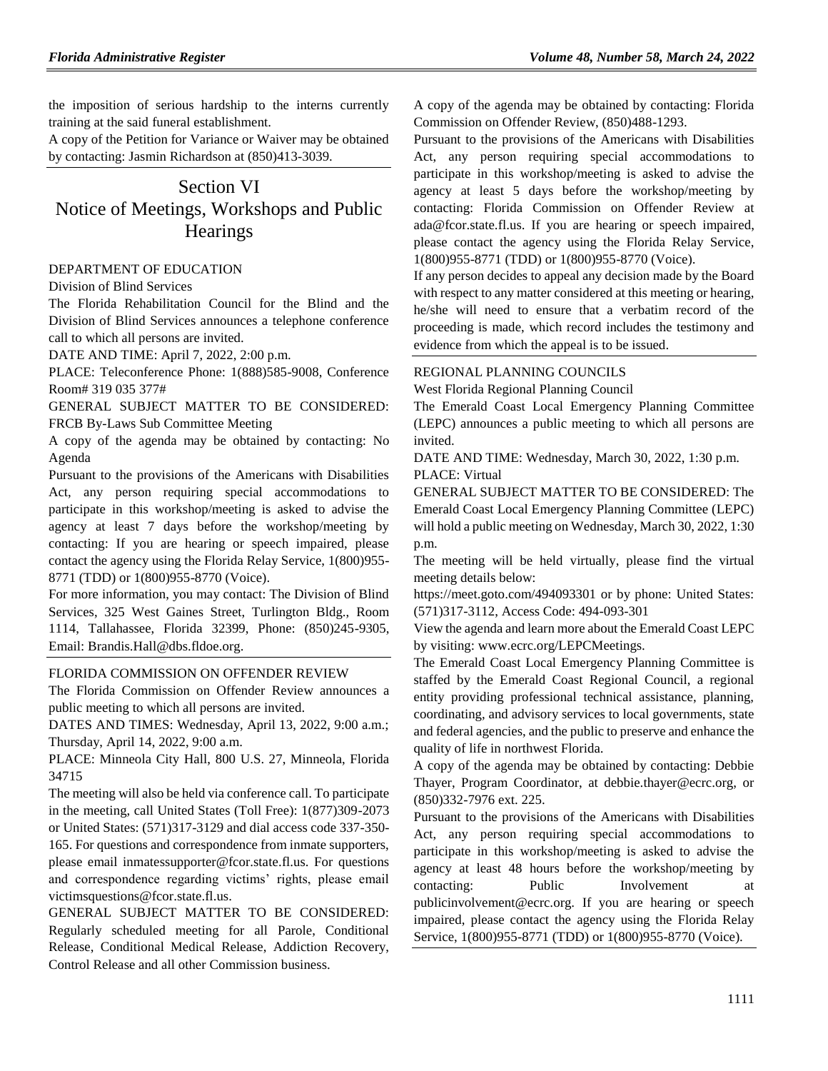the imposition of serious hardship to the interns currently training at the said funeral establishment.

A copy of the Petition for Variance or Waiver may be obtained by contacting: Jasmin Richardson at (850)413-3039.

# Section VI
# Notice of Meetings, Workshops and Public Hearings

DEPARTMENT OF EDUCATION

Division of Blind Services

The Florida Rehabilitation Council for the Blind and the Division of Blind Services announces a telephone conference call to which all persons are invited.

DATE AND TIME: April 7, 2022, 2:00 p.m.

PLACE: Teleconference Phone: 1(888)585-9008, Conference Room# 319 035 377#

GENERAL SUBJECT MATTER TO BE CONSIDERED: FRCB By-Laws Sub Committee Meeting

A copy of the agenda may be obtained by contacting: No Agenda

Pursuant to the provisions of the Americans with Disabilities Act, any person requiring special accommodations to participate in this workshop/meeting is asked to advise the agency at least 7 days before the workshop/meeting by contacting: If you are hearing or speech impaired, please contact the agency using the Florida Relay Service, 1(800)955-8771 (TDD) or 1(800)955-8770 (Voice).

For more information, you may contact: The Division of Blind Services, 325 West Gaines Street, Turlington Bldg., Room 1114, Tallahassee, Florida 32399, Phone: (850)245-9305, Email: Brandis.Hall@dbs.fldoe.org.

FLORIDA COMMISSION ON OFFENDER REVIEW

The Florida Commission on Offender Review announces a public meeting to which all persons are invited.

DATES AND TIMES: Wednesday, April 13, 2022, 9:00 a.m.; Thursday, April 14, 2022, 9:00 a.m.

PLACE: Minneola City Hall, 800 U.S. 27, Minneola, Florida 34715

The meeting will also be held via conference call. To participate in the meeting, call United States (Toll Free): 1(877)309-2073 or United States: (571)317-3129 and dial access code 337-350-165. For questions and correspondence from inmate supporters, please email inmatessupporter@fcor.state.fl.us. For questions and correspondence regarding victims' rights, please email victimsquestions@fcor.state.fl.us.

GENERAL SUBJECT MATTER TO BE CONSIDERED: Regularly scheduled meeting for all Parole, Conditional Release, Conditional Medical Release, Addiction Recovery, Control Release and all other Commission business.

A copy of the agenda may be obtained by contacting: Florida Commission on Offender Review, (850)488-1293.

Pursuant to the provisions of the Americans with Disabilities Act, any person requiring special accommodations to participate in this workshop/meeting is asked to advise the agency at least 5 days before the workshop/meeting by contacting: Florida Commission on Offender Review at ada@fcor.state.fl.us. If you are hearing or speech impaired, please contact the agency using the Florida Relay Service, 1(800)955-8771 (TDD) or 1(800)955-8770 (Voice).

If any person decides to appeal any decision made by the Board with respect to any matter considered at this meeting or hearing, he/she will need to ensure that a verbatim record of the proceeding is made, which record includes the testimony and evidence from which the appeal is to be issued.

REGIONAL PLANNING COUNCILS

West Florida Regional Planning Council

The Emerald Coast Local Emergency Planning Committee (LEPC) announces a public meeting to which all persons are invited.

DATE AND TIME: Wednesday, March 30, 2022, 1:30 p.m.

PLACE: Virtual

GENERAL SUBJECT MATTER TO BE CONSIDERED: The Emerald Coast Local Emergency Planning Committee (LEPC) will hold a public meeting on Wednesday, March 30, 2022, 1:30 p.m.

The meeting will be held virtually, please find the virtual meeting details below:

https://meet.goto.com/494093301 or by phone: United States: (571)317-3112, Access Code: 494-093-301

View the agenda and learn more about the Emerald Coast LEPC by visiting: www.ecrc.org/LEPCMeetings.

The Emerald Coast Local Emergency Planning Committee is staffed by the Emerald Coast Regional Council, a regional entity providing professional technical assistance, planning, coordinating, and advisory services to local governments, state and federal agencies, and the public to preserve and enhance the quality of life in northwest Florida.

A copy of the agenda may be obtained by contacting: Debbie Thayer, Program Coordinator, at debbie.thayer@ecrc.org, or (850)332-7976 ext. 225.

Pursuant to the provisions of the Americans with Disabilities Act, any person requiring special accommodations to participate in this workshop/meeting is asked to advise the agency at least 48 hours before the workshop/meeting by contacting: Public Involvement at publicinvolvement@ecrc.org. If you are hearing or speech impaired, please contact the agency using the Florida Relay Service, 1(800)955-8771 (TDD) or 1(800)955-8770 (Voice).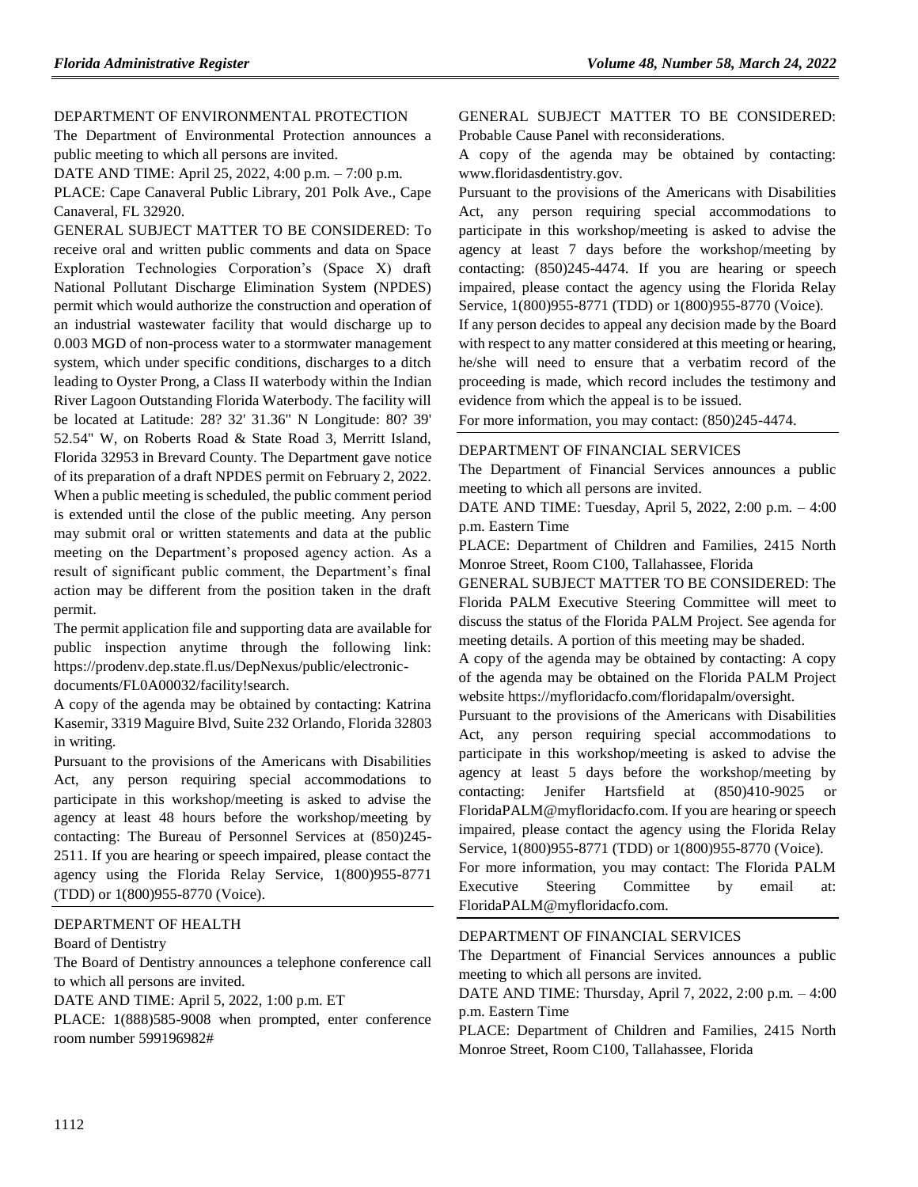DEPARTMENT OF ENVIRONMENTAL PROTECTION

The Department of Environmental Protection announces a public meeting to which all persons are invited.

DATE AND TIME: April 25, 2022, 4:00 p.m. – 7:00 p.m.

PLACE: Cape Canaveral Public Library, 201 Polk Ave., Cape Canaveral, FL 32920.

GENERAL SUBJECT MATTER TO BE CONSIDERED: To receive oral and written public comments and data on Space Exploration Technologies Corporation's (Space X) draft National Pollutant Discharge Elimination System (NPDES) permit which would authorize the construction and operation of an industrial wastewater facility that would discharge up to 0.003 MGD of non-process water to a stormwater management system, which under specific conditions, discharges to a ditch leading to Oyster Prong, a Class II waterbody within the Indian River Lagoon Outstanding Florida Waterbody. The facility will be located at Latitude: 28? 32' 31.36" N Longitude: 80? 39' 52.54" W, on Roberts Road & State Road 3, Merritt Island, Florida 32953 in Brevard County. The Department gave notice of its preparation of a draft NPDES permit on February 2, 2022. When a public meeting is scheduled, the public comment period is extended until the close of the public meeting. Any person may submit oral or written statements and data at the public meeting on the Department's proposed agency action. As a result of significant public comment, the Department's final action may be different from the position taken in the draft permit.

The permit application file and supporting data are available for public inspection anytime through the following link: https://prodenv.dep.state.fl.us/DepNexus/public/electronic-documents/FL0A00032/facility!search.

A copy of the agenda may be obtained by contacting: Katrina Kasemir, 3319 Maguire Blvd, Suite 232 Orlando, Florida 32803 in writing.

Pursuant to the provisions of the Americans with Disabilities Act, any person requiring special accommodations to participate in this workshop/meeting is asked to advise the agency at least 48 hours before the workshop/meeting by contacting: The Bureau of Personnel Services at (850)245-2511. If you are hearing or speech impaired, please contact the agency using the Florida Relay Service, 1(800)955-8771 (TDD) or 1(800)955-8770 (Voice).

DEPARTMENT OF HEALTH

Board of Dentistry

The Board of Dentistry announces a telephone conference call to which all persons are invited.

DATE AND TIME: April 5, 2022, 1:00 p.m. ET

PLACE: 1(888)585-9008 when prompted, enter conference room number 599196982#

GENERAL SUBJECT MATTER TO BE CONSIDERED: Probable Cause Panel with reconsiderations.

A copy of the agenda may be obtained by contacting: www.floridasdentistry.gov.

Pursuant to the provisions of the Americans with Disabilities Act, any person requiring special accommodations to participate in this workshop/meeting is asked to advise the agency at least 7 days before the workshop/meeting by contacting: (850)245-4474. If you are hearing or speech impaired, please contact the agency using the Florida Relay Service, 1(800)955-8771 (TDD) or 1(800)955-8770 (Voice).

If any person decides to appeal any decision made by the Board with respect to any matter considered at this meeting or hearing, he/she will need to ensure that a verbatim record of the proceeding is made, which record includes the testimony and evidence from which the appeal is to be issued.

For more information, you may contact: (850)245-4474.

DEPARTMENT OF FINANCIAL SERVICES

The Department of Financial Services announces a public meeting to which all persons are invited.

DATE AND TIME: Tuesday, April 5, 2022, 2:00 p.m. – 4:00 p.m. Eastern Time

PLACE: Department of Children and Families, 2415 North Monroe Street, Room C100, Tallahassee, Florida

GENERAL SUBJECT MATTER TO BE CONSIDERED: The Florida PALM Executive Steering Committee will meet to discuss the status of the Florida PALM Project. See agenda for meeting details. A portion of this meeting may be shaded.

A copy of the agenda may be obtained by contacting: A copy of the agenda may be obtained on the Florida PALM Project website https://myfloridacfo.com/floridapalm/oversight.

Pursuant to the provisions of the Americans with Disabilities Act, any person requiring special accommodations to participate in this workshop/meeting is asked to advise the agency at least 5 days before the workshop/meeting by contacting: Jenifer Hartsfield at (850)410-9025 or FloridaPALM@myfloridacfo.com. If you are hearing or speech impaired, please contact the agency using the Florida Relay Service, 1(800)955-8771 (TDD) or 1(800)955-8770 (Voice).

For more information, you may contact: The Florida PALM Executive Steering Committee by email at: FloridaPALM@myfloridacfo.com.

DEPARTMENT OF FINANCIAL SERVICES

The Department of Financial Services announces a public meeting to which all persons are invited.

DATE AND TIME: Thursday, April 7, 2022, 2:00 p.m. – 4:00 p.m. Eastern Time

PLACE: Department of Children and Families, 2415 North Monroe Street, Room C100, Tallahassee, Florida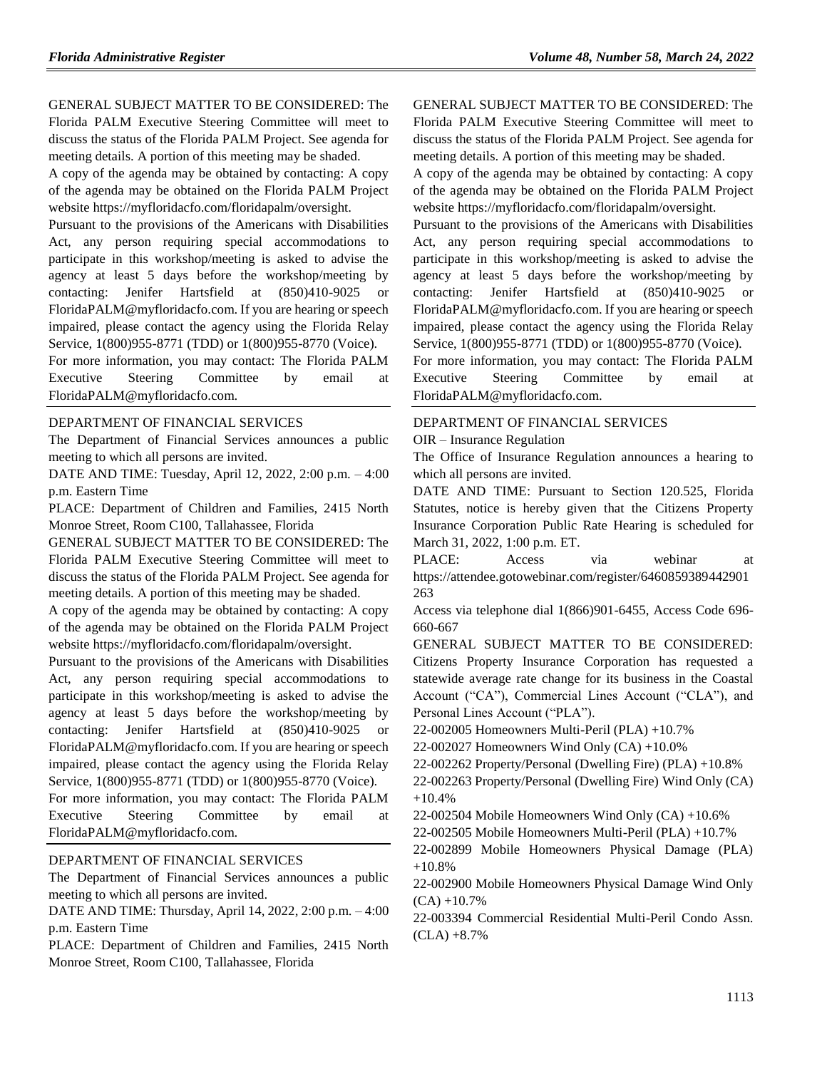GENERAL SUBJECT MATTER TO BE CONSIDERED: The Florida PALM Executive Steering Committee will meet to discuss the status of the Florida PALM Project. See agenda for meeting details. A portion of this meeting may be shaded.

A copy of the agenda may be obtained by contacting: A copy of the agenda may be obtained on the Florida PALM Project website https://myfloridacfo.com/floridapalm/oversight.

Pursuant to the provisions of the Americans with Disabilities Act, any person requiring special accommodations to participate in this workshop/meeting is asked to advise the agency at least 5 days before the workshop/meeting by contacting: Jenifer Hartsfield at (850)410-9025 or FloridaPALM@myfloridacfo.com. If you are hearing or speech impaired, please contact the agency using the Florida Relay Service, 1(800)955-8771 (TDD) or 1(800)955-8770 (Voice).

For more information, you may contact: The Florida PALM Executive Steering Committee by email at FloridaPALM@myfloridacfo.com.

DEPARTMENT OF FINANCIAL SERVICES

The Department of Financial Services announces a public meeting to which all persons are invited.

DATE AND TIME: Tuesday, April 12, 2022, 2:00 p.m. – 4:00 p.m. Eastern Time

PLACE: Department of Children and Families, 2415 North Monroe Street, Room C100, Tallahassee, Florida

GENERAL SUBJECT MATTER TO BE CONSIDERED: The Florida PALM Executive Steering Committee will meet to discuss the status of the Florida PALM Project. See agenda for meeting details. A portion of this meeting may be shaded.

A copy of the agenda may be obtained by contacting: A copy of the agenda may be obtained on the Florida PALM Project website https://myfloridacfo.com/floridapalm/oversight.

Pursuant to the provisions of the Americans with Disabilities Act, any person requiring special accommodations to participate in this workshop/meeting is asked to advise the agency at least 5 days before the workshop/meeting by contacting: Jenifer Hartsfield at (850)410-9025 or FloridaPALM@myfloridacfo.com. If you are hearing or speech impaired, please contact the agency using the Florida Relay Service, 1(800)955-8771 (TDD) or 1(800)955-8770 (Voice).

For more information, you may contact: The Florida PALM Executive Steering Committee by email at FloridaPALM@myfloridacfo.com.

DEPARTMENT OF FINANCIAL SERVICES

The Department of Financial Services announces a public meeting to which all persons are invited.

DATE AND TIME: Thursday, April 14, 2022, 2:00 p.m. – 4:00 p.m. Eastern Time

PLACE: Department of Children and Families, 2415 North Monroe Street, Room C100, Tallahassee, Florida

GENERAL SUBJECT MATTER TO BE CONSIDERED: The Florida PALM Executive Steering Committee will meet to discuss the status of the Florida PALM Project. See agenda for meeting details. A portion of this meeting may be shaded.

A copy of the agenda may be obtained by contacting: A copy of the agenda may be obtained on the Florida PALM Project website https://myfloridacfo.com/floridapalm/oversight.

Pursuant to the provisions of the Americans with Disabilities Act, any person requiring special accommodations to participate in this workshop/meeting is asked to advise the agency at least 5 days before the workshop/meeting by contacting: Jenifer Hartsfield at (850)410-9025 or FloridaPALM@myfloridacfo.com. If you are hearing or speech impaired, please contact the agency using the Florida Relay Service, 1(800)955-8771 (TDD) or 1(800)955-8770 (Voice).

For more information, you may contact: The Florida PALM Executive Steering Committee by email at FloridaPALM@myfloridacfo.com.

DEPARTMENT OF FINANCIAL SERVICES

OIR – Insurance Regulation

The Office of Insurance Regulation announces a hearing to which all persons are invited.

DATE AND TIME: Pursuant to Section 120.525, Florida Statutes, notice is hereby given that the Citizens Property Insurance Corporation Public Rate Hearing is scheduled for March 31, 2022, 1:00 p.m. ET.

PLACE: Access via webinar at https://attendee.gotowebinar.com/register/6460859389442901263

Access via telephone dial 1(866)901-6455, Access Code 696-660-667

GENERAL SUBJECT MATTER TO BE CONSIDERED: Citizens Property Insurance Corporation has requested a statewide average rate change for its business in the Coastal Account ("CA"), Commercial Lines Account ("CLA"), and Personal Lines Account ("PLA").

22-002005 Homeowners Multi-Peril (PLA) +10.7%

22-002027 Homeowners Wind Only (CA) +10.0%

22-002262 Property/Personal (Dwelling Fire) (PLA) +10.8%

22-002263 Property/Personal (Dwelling Fire) Wind Only (CA) +10.4%

22-002504 Mobile Homeowners Wind Only (CA) +10.6%

22-002505 Mobile Homeowners Multi-Peril (PLA) +10.7%

22-002899 Mobile Homeowners Physical Damage (PLA) +10.8%

22-002900 Mobile Homeowners Physical Damage Wind Only (CA) +10.7%

22-003394 Commercial Residential Multi-Peril Condo Assn. (CLA) +8.7%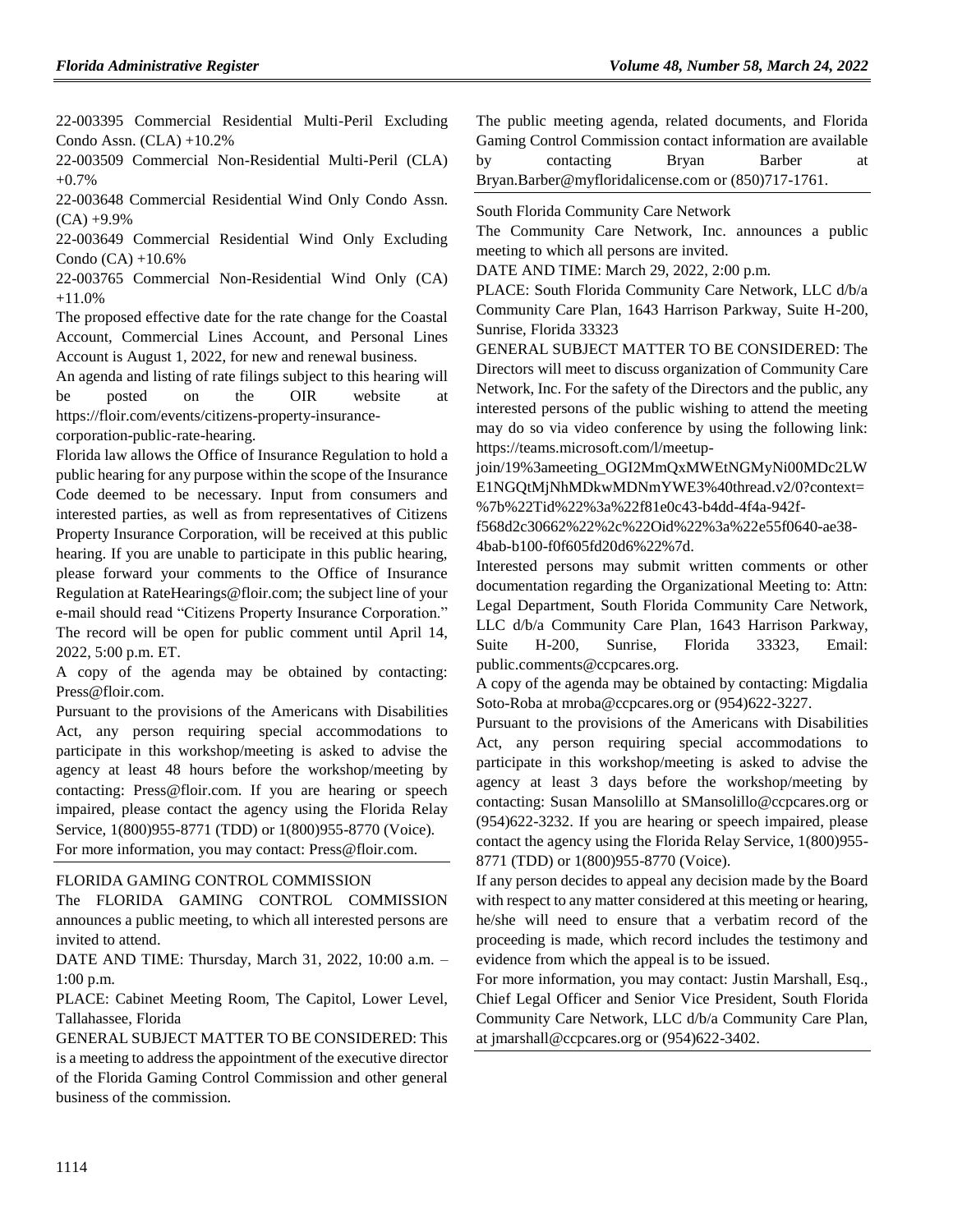22-003395 Commercial Residential Multi-Peril Excluding Condo Assn. (CLA) +10.2%

22-003509 Commercial Non-Residential Multi-Peril (CLA) +0.7%

22-003648 Commercial Residential Wind Only Condo Assn. (CA) +9.9%

22-003649 Commercial Residential Wind Only Excluding Condo (CA) +10.6%

22-003765 Commercial Non-Residential Wind Only (CA) +11.0%

The proposed effective date for the rate change for the Coastal Account, Commercial Lines Account, and Personal Lines Account is August 1, 2022, for new and renewal business.

An agenda and listing of rate filings subject to this hearing will be posted on the OIR website at https://floir.com/events/citizens-property-insurance-corporation-public-rate-hearing.

Florida law allows the Office of Insurance Regulation to hold a public hearing for any purpose within the scope of the Insurance Code deemed to be necessary. Input from consumers and interested parties, as well as from representatives of Citizens Property Insurance Corporation, will be received at this public hearing. If you are unable to participate in this public hearing, please forward your comments to the Office of Insurance Regulation at RateHearings@floir.com; the subject line of your e-mail should read "Citizens Property Insurance Corporation." The record will be open for public comment until April 14, 2022, 5:00 p.m. ET.

A copy of the agenda may be obtained by contacting: Press@floir.com.

Pursuant to the provisions of the Americans with Disabilities Act, any person requiring special accommodations to participate in this workshop/meeting is asked to advise the agency at least 48 hours before the workshop/meeting by contacting: Press@floir.com. If you are hearing or speech impaired, please contact the agency using the Florida Relay Service, 1(800)955-8771 (TDD) or 1(800)955-8770 (Voice).

For more information, you may contact: Press@floir.com.

FLORIDA GAMING CONTROL COMMISSION

The FLORIDA GAMING CONTROL COMMISSION announces a public meeting, to which all interested persons are invited to attend.

DATE AND TIME: Thursday, March 31, 2022, 10:00 a.m. – 1:00 p.m.

PLACE: Cabinet Meeting Room, The Capitol, Lower Level, Tallahassee, Florida

GENERAL SUBJECT MATTER TO BE CONSIDERED: This is a meeting to address the appointment of the executive director of the Florida Gaming Control Commission and other general business of the commission.

The public meeting agenda, related documents, and Florida Gaming Control Commission contact information are available by contacting Bryan Barber at Bryan.Barber@myfloridalicense.com or (850)717-1761.

South Florida Community Care Network

The Community Care Network, Inc. announces a public meeting to which all persons are invited.

DATE AND TIME: March 29, 2022, 2:00 p.m.

PLACE: South Florida Community Care Network, LLC d/b/a Community Care Plan, 1643 Harrison Parkway, Suite H-200, Sunrise, Florida 33323

GENERAL SUBJECT MATTER TO BE CONSIDERED: The Directors will meet to discuss organization of Community Care Network, Inc. For the safety of the Directors and the public, any interested persons of the public wishing to attend the meeting may do so via video conference by using the following link: https://teams.microsoft.com/l/meetup-join/19%3ameeting_OGI2MmQxMWEtNGMyNi00MDc2LWE1NGQtMjNhMDkwMDNmYWE3%40thread.v2/0?context=%7b%22Tid%22%3a%22f81e0c43-b4dd-4f4a-942f-f568d2c30662%22%2c%22Oid%22%3a%22e55f0640-ae38-4bab-b100-f0f605fd20d6%22%7d.

Interested persons may submit written comments or other documentation regarding the Organizational Meeting to: Attn: Legal Department, South Florida Community Care Network, LLC d/b/a Community Care Plan, 1643 Harrison Parkway, Suite H-200, Sunrise, Florida 33323, Email: public.comments@ccpcares.org.

A copy of the agenda may be obtained by contacting: Migdalia Soto-Roba at mroba@ccpcares.org or (954)622-3227.

Pursuant to the provisions of the Americans with Disabilities Act, any person requiring special accommodations to participate in this workshop/meeting is asked to advise the agency at least 3 days before the workshop/meeting by contacting: Susan Mansolillo at SMansolillo@ccpcares.org or (954)622-3232. If you are hearing or speech impaired, please contact the agency using the Florida Relay Service, 1(800)955-8771 (TDD) or 1(800)955-8770 (Voice).

If any person decides to appeal any decision made by the Board with respect to any matter considered at this meeting or hearing, he/she will need to ensure that a verbatim record of the proceeding is made, which record includes the testimony and evidence from which the appeal is to be issued.

For more information, you may contact: Justin Marshall, Esq., Chief Legal Officer and Senior Vice President, South Florida Community Care Network, LLC d/b/a Community Care Plan, at jmarshall@ccpcares.org or (954)622-3402.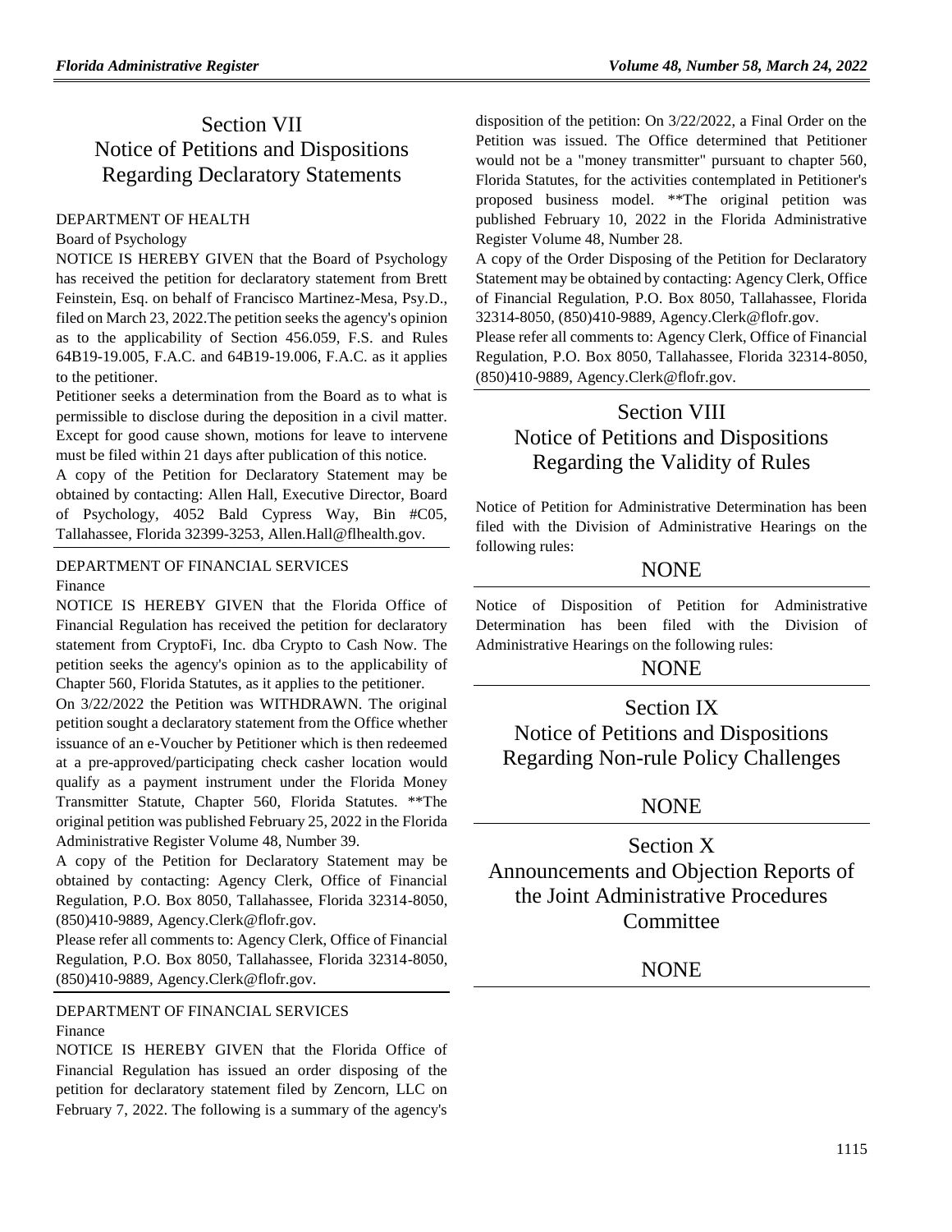# Section VII
# Notice of Petitions and Dispositions Regarding Declaratory Statements

DEPARTMENT OF HEALTH

Board of Psychology

NOTICE IS HEREBY GIVEN that the Board of Psychology has received the petition for declaratory statement from Brett Feinstein, Esq. on behalf of Francisco Martinez-Mesa, Psy.D., filed on March 23, 2022.The petition seeks the agency's opinion as to the applicability of Section 456.059, F.S. and Rules 64B19-19.005, F.A.C. and 64B19-19.006, F.A.C. as it applies to the petitioner.

Petitioner seeks a determination from the Board as to what is permissible to disclose during the deposition in a civil matter. Except for good cause shown, motions for leave to intervene must be filed within 21 days after publication of this notice.

A copy of the Petition for Declaratory Statement may be obtained by contacting: Allen Hall, Executive Director, Board of Psychology, 4052 Bald Cypress Way, Bin #C05, Tallahassee, Florida 32399-3253, Allen.Hall@flhealth.gov.

DEPARTMENT OF FINANCIAL SERVICES

Finance

NOTICE IS HEREBY GIVEN that the Florida Office of Financial Regulation has received the petition for declaratory statement from CryptoFi, Inc. dba Crypto to Cash Now. The petition seeks the agency's opinion as to the applicability of Chapter 560, Florida Statutes, as it applies to the petitioner.

On 3/22/2022 the Petition was WITHDRAWN. The original petition sought a declaratory statement from the Office whether issuance of an e-Voucher by Petitioner which is then redeemed at a pre-approved/participating check casher location would qualify as a payment instrument under the Florida Money Transmitter Statute, Chapter 560, Florida Statutes. **The original petition was published February 25, 2022 in the Florida Administrative Register Volume 48, Number 39.

A copy of the Petition for Declaratory Statement may be obtained by contacting: Agency Clerk, Office of Financial Regulation, P.O. Box 8050, Tallahassee, Florida 32314-8050, (850)410-9889, Agency.Clerk@flofr.gov.

Please refer all comments to: Agency Clerk, Office of Financial Regulation, P.O. Box 8050, Tallahassee, Florida 32314-8050, (850)410-9889, Agency.Clerk@flofr.gov.

DEPARTMENT OF FINANCIAL SERVICES

Finance

NOTICE IS HEREBY GIVEN that the Florida Office of Financial Regulation has issued an order disposing of the petition for declaratory statement filed by Zencorn, LLC on February 7, 2022. The following is a summary of the agency's disposition of the petition: On 3/22/2022, a Final Order on the Petition was issued. The Office determined that Petitioner would not be a "money transmitter" pursuant to chapter 560, Florida Statutes, for the activities contemplated in Petitioner's proposed business model. **The original petition was published February 10, 2022 in the Florida Administrative Register Volume 48, Number 28.

A copy of the Order Disposing of the Petition for Declaratory Statement may be obtained by contacting: Agency Clerk, Office of Financial Regulation, P.O. Box 8050, Tallahassee, Florida 32314-8050, (850)410-9889, Agency.Clerk@flofr.gov.

Please refer all comments to: Agency Clerk, Office of Financial Regulation, P.O. Box 8050, Tallahassee, Florida 32314-8050, (850)410-9889, Agency.Clerk@flofr.gov.

# Section VIII
# Notice of Petitions and Dispositions Regarding the Validity of Rules

Notice of Petition for Administrative Determination has been filed with the Division of Administrative Hearings on the following rules:

NONE

Notice of Disposition of Petition for Administrative Determination has been filed with the Division of Administrative Hearings on the following rules:

NONE

# Section IX
# Notice of Petitions and Dispositions Regarding Non-rule Policy Challenges

NONE

# Section X
# Announcements and Objection Reports of the Joint Administrative Procedures Committee

NONE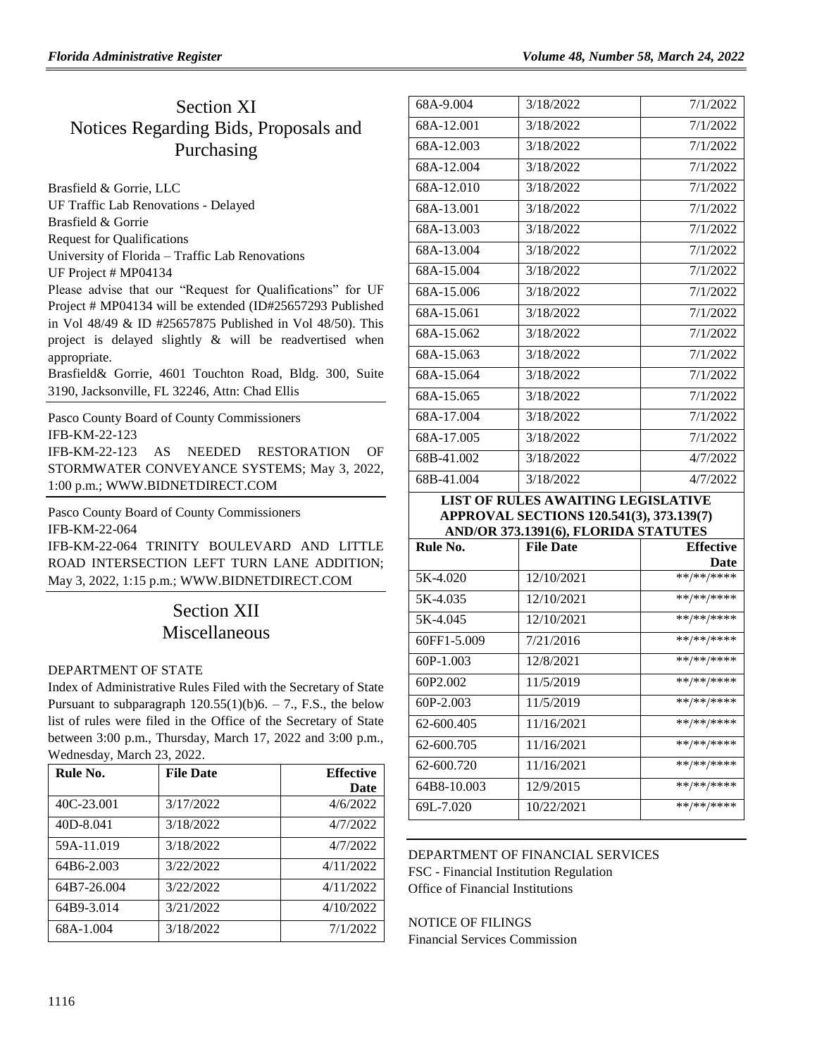# Section XI
# Notices Regarding Bids, Proposals and Purchasing

Brasfield & Gorrie, LLC

UF Traffic Lab Renovations - Delayed

Brasfield & Gorrie

Request for Qualifications

University of Florida – Traffic Lab Renovations

UF Project # MP04134

Please advise that our "Request for Qualifications" for UF Project # MP04134 will be extended (ID#25657293 Published in Vol 48/49 & ID #25657875 Published in Vol 48/50). This project is delayed slightly & will be readvertised when appropriate.

Brasfield& Gorrie, 4601 Touchton Road, Bldg. 300, Suite 3190, Jacksonville, FL 32246, Attn: Chad Ellis

---

Pasco County Board of County Commissioners

IFB-KM-22-123

IFB-KM-22-123 AS NEEDED RESTORATION OF STORMWATER CONVEYANCE SYSTEMS; May 3, 2022, 1:00 p.m.; WWW.BIDNETDIRECT.COM

---

Pasco County Board of County Commissioners

IFB-KM-22-064

IFB-KM-22-064 TRINITY BOULEVARD AND LITTLE ROAD INTERSECTION LEFT TURN LANE ADDITION; May 3, 2022, 1:15 p.m.; WWW.BIDNETDIRECT.COM

# Section XII
# Miscellaneous

DEPARTMENT OF STATE

Index of Administrative Rules Filed with the Secretary of State Pursuant to subparagraph 120.55(1)(b)6. – 7., F.S., the below list of rules were filed in the Office of the Secretary of State between 3:00 p.m., Thursday, March 17, 2022 and 3:00 p.m., Wednesday, March 23, 2022.

| Rule No. | File Date | Effective Date |
|---|---|---|
| 40C-23.001 | 3/17/2022 | 4/6/2022 |
| 40D-8.041 | 3/18/2022 | 4/7/2022 |
| 59A-11.019 | 3/18/2022 | 4/7/2022 |
| 64B6-2.003 | 3/22/2022 | 4/11/2022 |
| 64B7-26.004 | 3/22/2022 | 4/11/2022 |
| 64B9-3.014 | 3/21/2022 | 4/10/2022 |
| 68A-1.004 | 3/18/2022 | 7/1/2022 |
| 68A-9.004 | 3/18/2022 | 7/1/2022 |
| 68A-12.001 | 3/18/2022 | 7/1/2022 |
| 68A-12.003 | 3/18/2022 | 7/1/2022 |
| 68A-12.004 | 3/18/2022 | 7/1/2022 |
| 68A-12.010 | 3/18/2022 | 7/1/2022 |
| 68A-13.001 | 3/18/2022 | 7/1/2022 |
| 68A-13.003 | 3/18/2022 | 7/1/2022 |
| 68A-13.004 | 3/18/2022 | 7/1/2022 |
| 68A-15.004 | 3/18/2022 | 7/1/2022 |
| 68A-15.006 | 3/18/2022 | 7/1/2022 |
| 68A-15.061 | 3/18/2022 | 7/1/2022 |
| 68A-15.062 | 3/18/2022 | 7/1/2022 |
| 68A-15.063 | 3/18/2022 | 7/1/2022 |
| 68A-15.064 | 3/18/2022 | 7/1/2022 |
| 68A-15.065 | 3/18/2022 | 7/1/2022 |
| 68A-17.004 | 3/18/2022 | 7/1/2022 |
| 68A-17.005 | 3/18/2022 | 7/1/2022 |
| 68B-41.002 | 3/18/2022 | 4/7/2022 |
| 68B-41.004 | 3/18/2022 | 4/7/2022 |

**LIST OF RULES AWAITING LEGISLATIVE APPROVAL SECTIONS 120.541(3), 373.139(7) AND/OR 373.1391(6), FLORIDA STATUTES**

| Rule No. | File Date | Effective Date |
|---|---|---|
| 5K-4.020 | 12/10/2021 | \*\*/\*\*/\*\*\*\* |
| 5K-4.035 | 12/10/2021 | \*\*/\*\*/\*\*\*\* |
| 5K-4.045 | 12/10/2021 | \*\*/\*\*/\*\*\*\* |
| 60FF1-5.009 | 7/21/2016 | \*\*/\*\*/\*\*\*\* |
| 60P-1.003 | 12/8/2021 | \*\*/\*\*/\*\*\*\* |
| 60P2.002 | 11/5/2019 | \*\*/\*\*/\*\*\*\* |
| 60P-2.003 | 11/5/2019 | \*\*/\*\*/\*\*\*\* |
| 62-600.405 | 11/16/2021 | \*\*/\*\*/\*\*\*\* |
| 62-600.705 | 11/16/2021 | \*\*/\*\*/\*\*\*\* |
| 62-600.720 | 11/16/2021 | \*\*/\*\*/\*\*\*\* |
| 64B8-10.003 | 12/9/2015 | \*\*/\*\*/\*\*\*\* |
| 69L-7.020 | 10/22/2021 | \*\*/\*\*/\*\*\*\* |

---

DEPARTMENT OF FINANCIAL SERVICES

FSC - Financial Institution Regulation

Office of Financial Institutions

NOTICE OF FILINGS

Financial Services Commission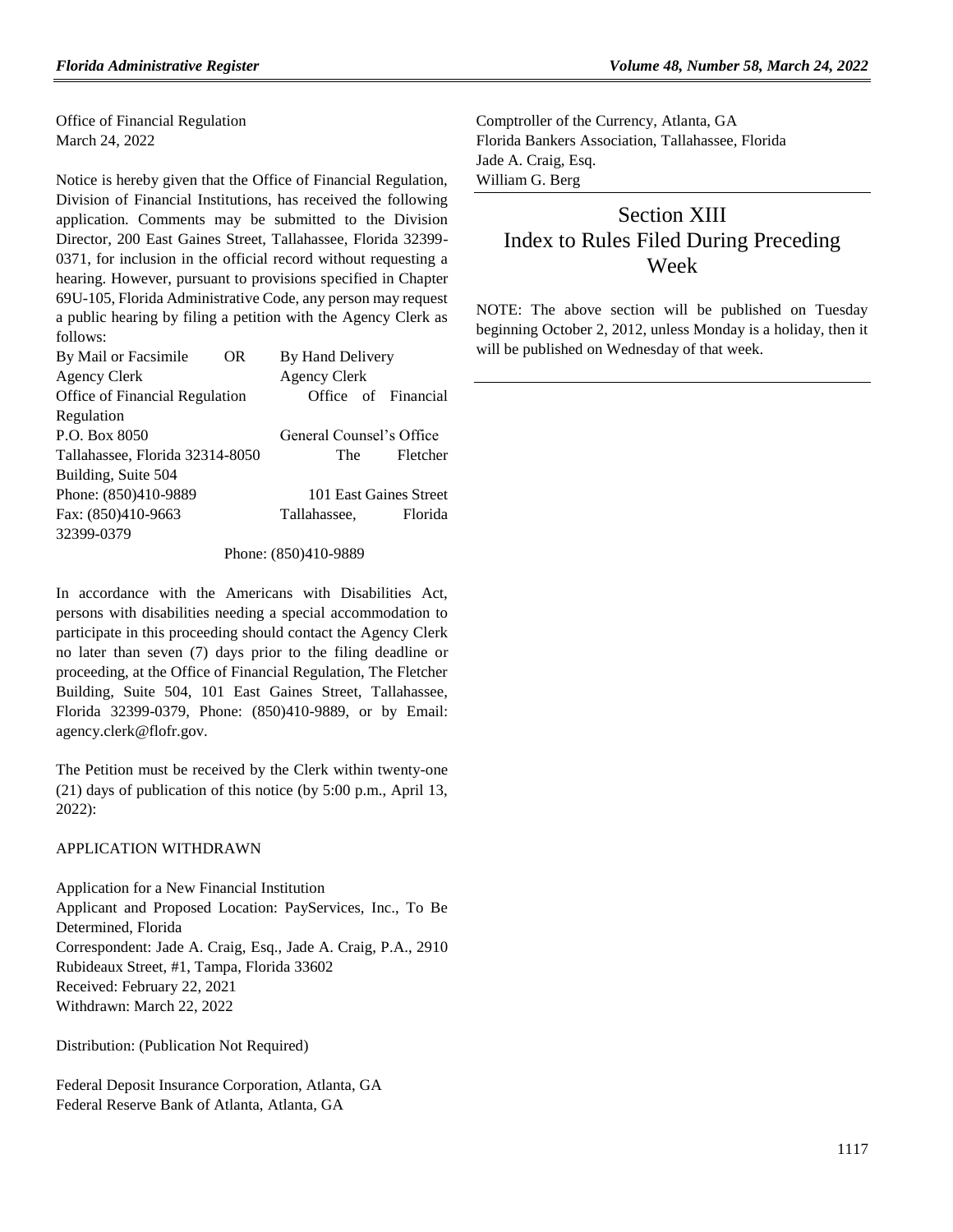Office of Financial Regulation
March 24, 2022

Notice is hereby given that the Office of Financial Regulation, Division of Financial Institutions, has received the following application. Comments may be submitted to the Division Director, 200 East Gaines Street, Tallahassee, Florida 32399-0371, for inclusion in the official record without requesting a hearing. However, pursuant to provisions specified in Chapter 69U-105, Florida Administrative Code, any person may request a public hearing by filing a petition with the Agency Clerk as follows:

| By Mail or Facsimile OR | By Hand Delivery |
|---|---|
| Agency Clerk | Agency Clerk |
| Office of Financial Regulation | Office of Financial Regulation |
| P.O. Box 8050 | General Counsel's Office |
| Tallahassee, Florida 32314-8050 | The Fletcher Building, Suite 504 |
| Phone: (850)410-9889 | 101 East Gaines Street |
| Fax: (850)410-9663 | Tallahassee, Florida 32399-0379 |
| | Phone: (850)410-9889 |

In accordance with the Americans with Disabilities Act, persons with disabilities needing a special accommodation to participate in this proceeding should contact the Agency Clerk no later than seven (7) days prior to the filing deadline or proceeding, at the Office of Financial Regulation, The Fletcher Building, Suite 504, 101 East Gaines Street, Tallahassee, Florida 32399-0379, Phone: (850)410-9889, or by Email: agency.clerk@flofr.gov.

The Petition must be received by the Clerk within twenty-one (21) days of publication of this notice (by 5:00 p.m., April 13, 2022):

APPLICATION WITHDRAWN

Application for a New Financial Institution
Applicant and Proposed Location: PayServices, Inc., To Be Determined, Florida
Correspondent: Jade A. Craig, Esq., Jade A. Craig, P.A., 2910 Rubideaux Street, #1, Tampa, Florida 33602
Received: February 22, 2021
Withdrawn: March 22, 2022

Distribution: (Publication Not Required)

Federal Deposit Insurance Corporation, Atlanta, GA
Federal Reserve Bank of Atlanta, Atlanta, GA
Comptroller of the Currency, Atlanta, GA
Florida Bankers Association, Tallahassee, Florida
Jade A. Craig, Esq.
William G. Berg

# Section XIII Index to Rules Filed During Preceding Week

NOTE: The above section will be published on Tuesday beginning October 2, 2012, unless Monday is a holiday, then it will be published on Wednesday of that week.